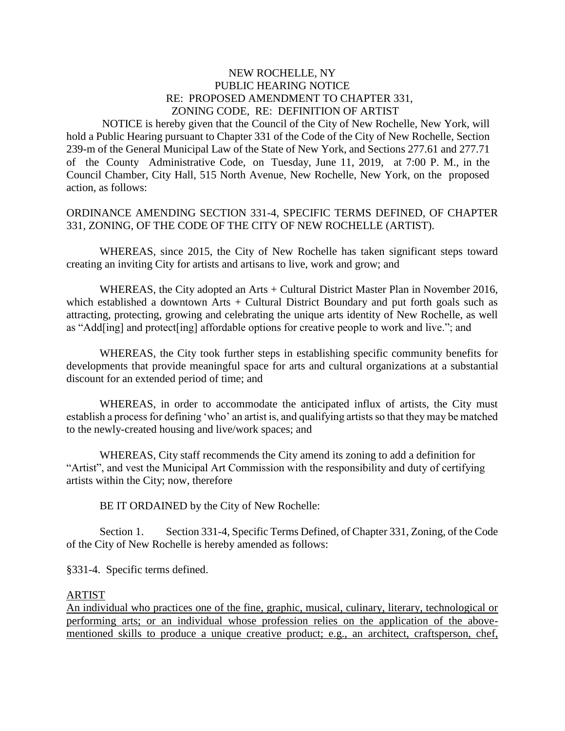NEW ROCHELLE, NY
PUBLIC HEARING NOTICE
RE: PROPOSED AMENDMENT TO CHAPTER 331,
ZONING CODE, RE: DEFINITION OF ARTIST

NOTICE is hereby given that the Council of the City of New Rochelle, New York, will hold a Public Hearing pursuant to Chapter 331 of the Code of the City of New Rochelle, Section 239-m of the General Municipal Law of the State of New York, and Sections 277.61 and 277.71 of the County Administrative Code, on Tuesday, June 11, 2019, at 7:00 P. M., in the Council Chamber, City Hall, 515 North Avenue, New Rochelle, New York, on the proposed action, as follows:

ORDINANCE AMENDING SECTION 331-4, SPECIFIC TERMS DEFINED, OF CHAPTER 331, ZONING, OF THE CODE OF THE CITY OF NEW ROCHELLE (ARTIST).

WHEREAS, since 2015, the City of New Rochelle has taken significant steps toward creating an inviting City for artists and artisans to live, work and grow; and

WHEREAS, the City adopted an Arts + Cultural District Master Plan in November 2016, which established a downtown Arts + Cultural District Boundary and put forth goals such as attracting, protecting, growing and celebrating the unique arts identity of New Rochelle, as well as "Add[ing] and protect[ing] affordable options for creative people to work and live."; and

WHEREAS, the City took further steps in establishing specific community benefits for developments that provide meaningful space for arts and cultural organizations at a substantial discount for an extended period of time; and

WHEREAS, in order to accommodate the anticipated influx of artists, the City must establish a process for defining 'who' an artist is, and qualifying artists so that they may be matched to the newly-created housing and live/work spaces; and

WHEREAS, City staff recommends the City amend its zoning to add a definition for "Artist", and vest the Municipal Art Commission with the responsibility and duty of certifying artists within the City; now, therefore

BE IT ORDAINED by the City of New Rochelle:

Section 1. Section 331-4, Specific Terms Defined, of Chapter 331, Zoning, of the Code of the City of New Rochelle is hereby amended as follows:

§331-4. Specific terms defined.

<u>ARTIST</u>

<u>An individual who practices one of the fine, graphic, musical, culinary, literary, technological or performing arts; or an individual whose profession relies on the application of the above-mentioned skills to produce a unique creative product; e.g., an architect, craftsperson, chef,</u>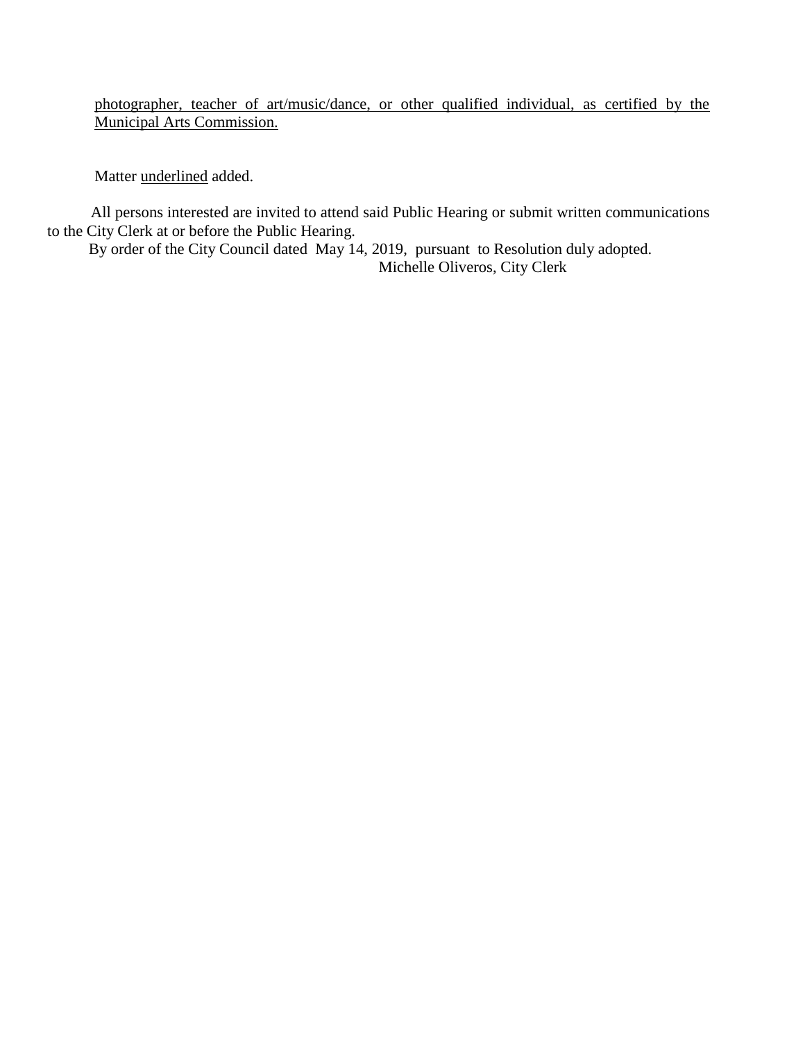<u>photographer, teacher of art/music/dance, or other qualified individual, as certified by the Municipal Arts Commission.</u>

Matter <u>underlined</u> added.

All persons interested are invited to attend said Public Hearing or submit written communications to the City Clerk at or before the Public Hearing.

By order of the City Council dated May 14, 2019, pursuant to Resolution duly adopted.

Michelle Oliveros, City Clerk